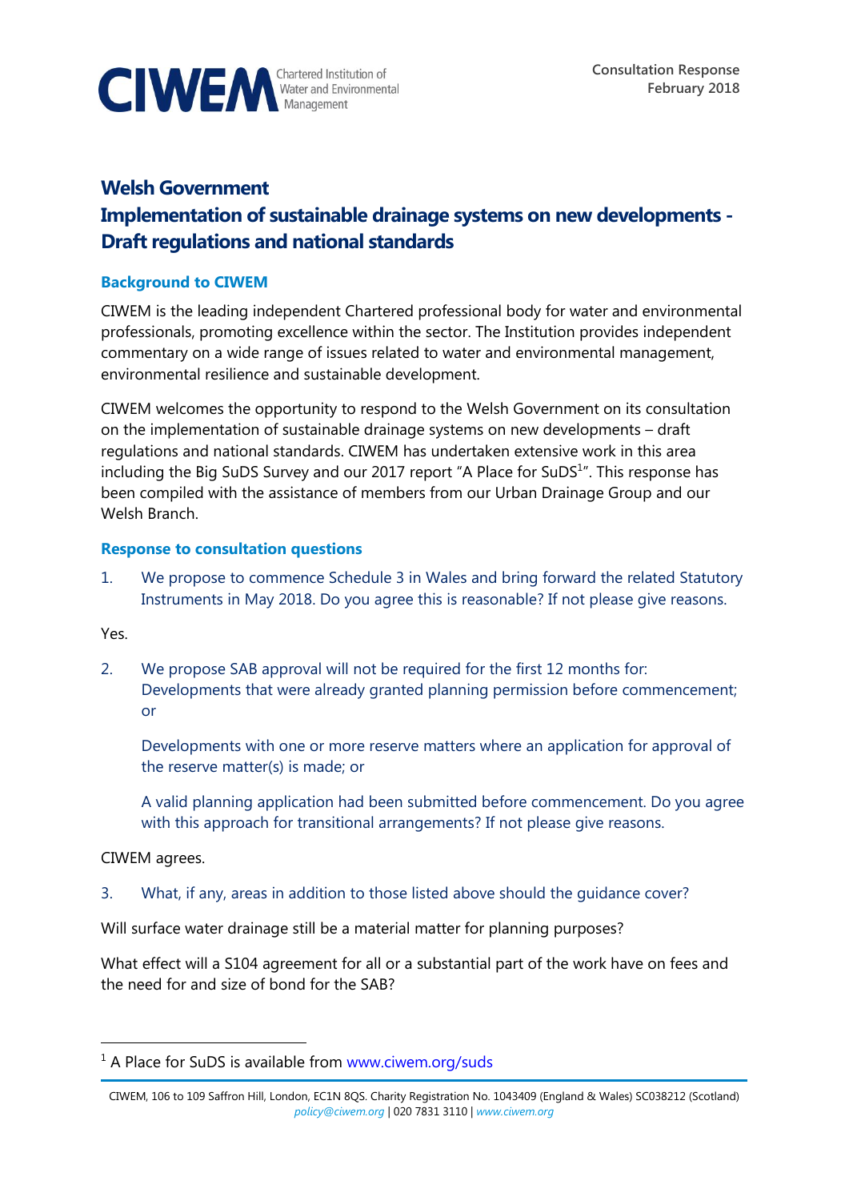CIWEM Chartered Institution of Water and Environmental Management

Consultation Response
February 2018

# Welsh Government
# Implementation of sustainable drainage systems on new developments - Draft regulations and national standards

## Background to CIWEM

CIWEM is the leading independent Chartered professional body for water and environmental professionals, promoting excellence within the sector. The Institution provides independent commentary on a wide range of issues related to water and environmental management, environmental resilience and sustainable development.

CIWEM welcomes the opportunity to respond to the Welsh Government on its consultation on the implementation of sustainable drainage systems on new developments – draft regulations and national standards. CIWEM has undertaken extensive work in this area including the Big SuDS Survey and our 2017 report "A Place for SuDS[1]". This response has been compiled with the assistance of members from our Urban Drainage Group and our Welsh Branch.

## Response to consultation questions

1. We propose to commence Schedule 3 in Wales and bring forward the related Statutory Instruments in May 2018. Do you agree this is reasonable? If not please give reasons.

Yes.

2. We propose SAB approval will not be required for the first 12 months for: Developments that were already granted planning permission before commencement; or

   Developments with one or more reserve matters where an application for approval of the reserve matter(s) is made; or

   A valid planning application had been submitted before commencement. Do you agree with this approach for transitional arrangements? If not please give reasons.

CIWEM agrees.

3. What, if any, areas in addition to those listed above should the guidance cover?

Will surface water drainage still be a material matter for planning purposes?

What effect will a S104 agreement for all or a substantial part of the work have on fees and the need for and size of bond for the SAB?

[1] A Place for SuDS is available from www.ciwem.org/suds

CIWEM, 106 to 109 Saffron Hill, London, EC1N 8QS. Charity Registration No. 1043409 (England & Wales) SC038212 (Scotland)
policy@ciwem.org | 020 7831 3110 | www.ciwem.org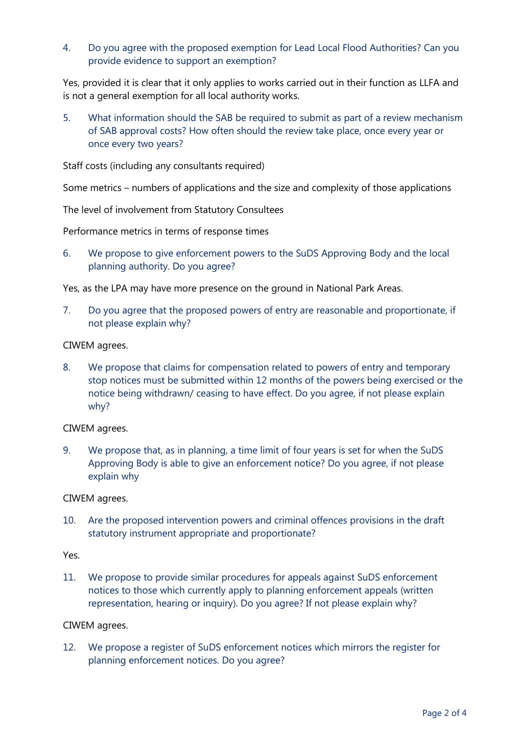4. Do you agree with the proposed exemption for Lead Local Flood Authorities? Can you provide evidence to support an exemption?

Yes, provided it is clear that it only applies to works carried out in their function as LLFA and is not a general exemption for all local authority works.

5. What information should the SAB be required to submit as part of a review mechanism of SAB approval costs? How often should the review take place, once every year or once every two years?

Staff costs (including any consultants required)

Some metrics – numbers of applications and the size and complexity of those applications

The level of involvement from Statutory Consultees

Performance metrics in terms of response times

6. We propose to give enforcement powers to the SuDS Approving Body and the local planning authority. Do you agree?

Yes, as the LPA may have more presence on the ground in National Park Areas.

7. Do you agree that the proposed powers of entry are reasonable and proportionate, if not please explain why?

CIWEM agrees.

8. We propose that claims for compensation related to powers of entry and temporary stop notices must be submitted within 12 months of the powers being exercised or the notice being withdrawn/ ceasing to have effect. Do you agree, if not please explain why?

CIWEM agrees.

9. We propose that, as in planning, a time limit of four years is set for when the SuDS Approving Body is able to give an enforcement notice? Do you agree, if not please explain why

CIWEM agrees.

10. Are the proposed intervention powers and criminal offences provisions in the draft statutory instrument appropriate and proportionate?

Yes.

11. We propose to provide similar procedures for appeals against SuDS enforcement notices to those which currently apply to planning enforcement appeals (written representation, hearing or inquiry). Do you agree? If not please explain why?

CIWEM agrees.

12. We propose a register of SuDS enforcement notices which mirrors the register for planning enforcement notices. Do you agree?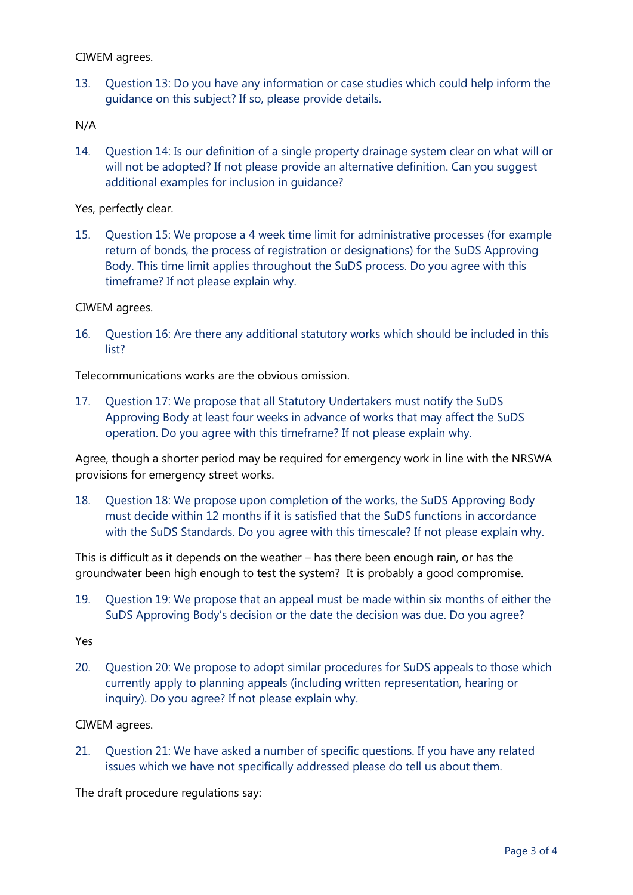CIWEM agrees.

13. Question 13: Do you have any information or case studies which could help inform the guidance on this subject? If so, please provide details.

N/A

14. Question 14: Is our definition of a single property drainage system clear on what will or will not be adopted? If not please provide an alternative definition. Can you suggest additional examples for inclusion in guidance?

Yes, perfectly clear.

15. Question 15: We propose a 4 week time limit for administrative processes (for example return of bonds, the process of registration or designations) for the SuDS Approving Body. This time limit applies throughout the SuDS process. Do you agree with this timeframe? If not please explain why.

CIWEM agrees.

16. Question 16: Are there any additional statutory works which should be included in this list?

Telecommunications works are the obvious omission.

17. Question 17: We propose that all Statutory Undertakers must notify the SuDS Approving Body at least four weeks in advance of works that may affect the SuDS operation. Do you agree with this timeframe? If not please explain why.

Agree, though a shorter period may be required for emergency work in line with the NRSWA provisions for emergency street works.

18. Question 18: We propose upon completion of the works, the SuDS Approving Body must decide within 12 months if it is satisfied that the SuDS functions in accordance with the SuDS Standards. Do you agree with this timescale? If not please explain why.

This is difficult as it depends on the weather – has there been enough rain, or has the groundwater been high enough to test the system? It is probably a good compromise.

19. Question 19: We propose that an appeal must be made within six months of either the SuDS Approving Body's decision or the date the decision was due. Do you agree?

Yes

20. Question 20: We propose to adopt similar procedures for SuDS appeals to those which currently apply to planning appeals (including written representation, hearing or inquiry). Do you agree? If not please explain why.

CIWEM agrees.

21. Question 21: We have asked a number of specific questions. If you have any related issues which we have not specifically addressed please do tell us about them.

The draft procedure regulations say: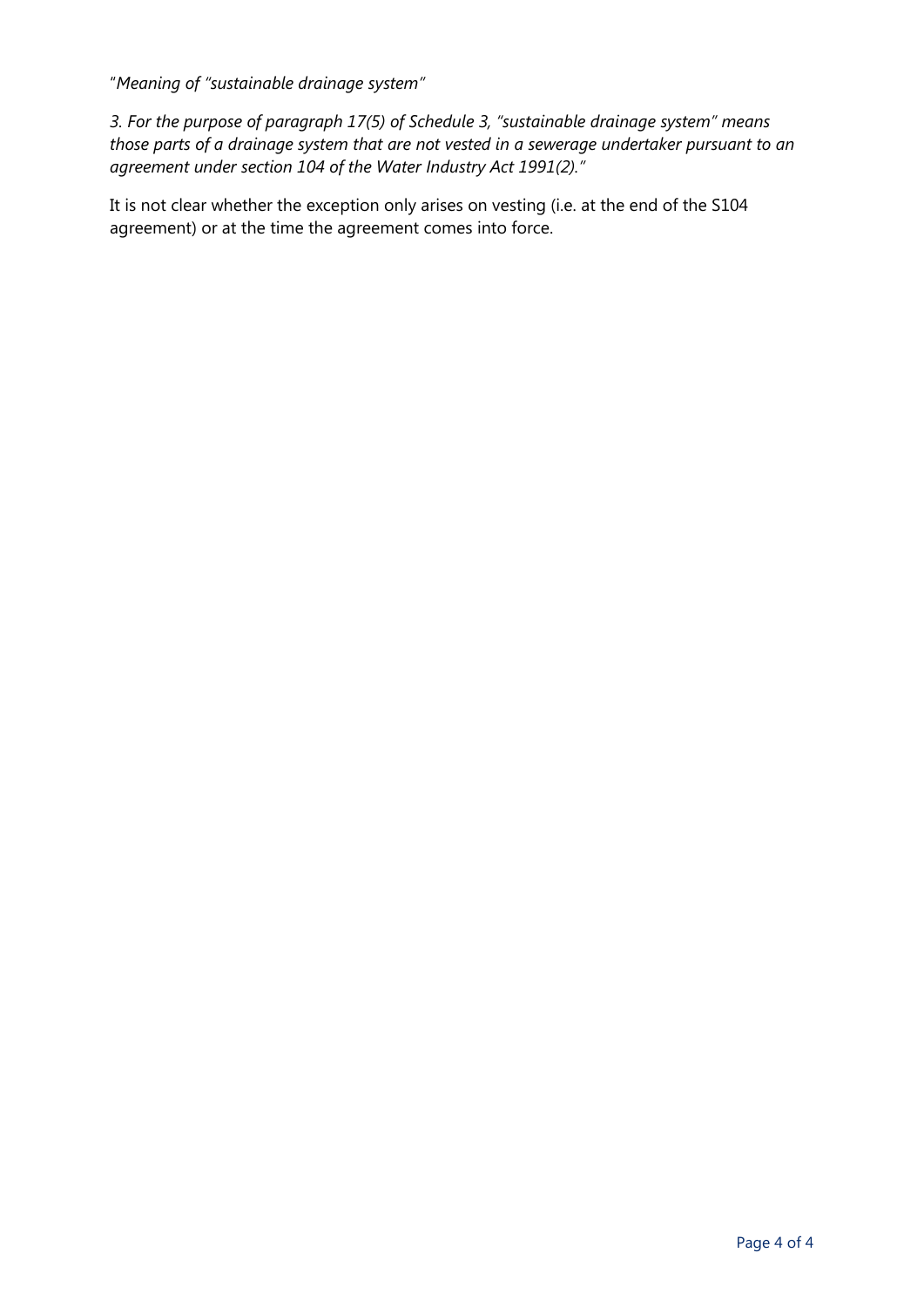"*Meaning of "sustainable drainage system"*

*3. For the purpose of paragraph 17(5) of Schedule 3, "sustainable drainage system" means those parts of a drainage system that are not vested in a sewerage undertaker pursuant to an agreement under section 104 of the Water Industry Act 1991(2)."*

It is not clear whether the exception only arises on vesting (i.e. at the end of the S104 agreement) or at the time the agreement comes into force.